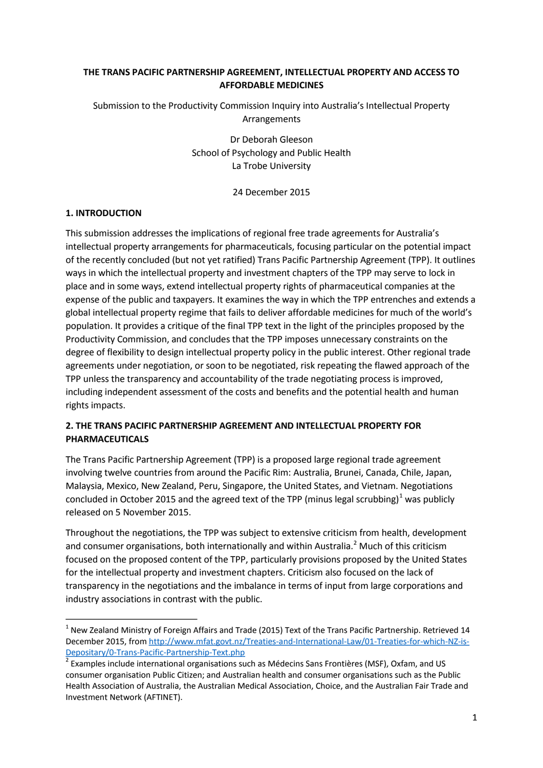# THE TRANS PACIFIC PARTNERSHIP AGREEMENT, INTELLECTUAL PROPERTY AND ACCESS TO AFFORDABLE MEDICINES

Submission to the Productivity Commission Inquiry into Australia's Intellectual Property Arrangements

Dr Deborah Gleeson
School of Psychology and Public Health
La Trobe University

24 December 2015

## 1. INTRODUCTION

This submission addresses the implications of regional free trade agreements for Australia's intellectual property arrangements for pharmaceuticals, focusing particular on the potential impact of the recently concluded (but not yet ratified) Trans Pacific Partnership Agreement (TPP). It outlines ways in which the intellectual property and investment chapters of the TPP may serve to lock in place and in some ways, extend intellectual property rights of pharmaceutical companies at the expense of the public and taxpayers. It examines the way in which the TPP entrenches and extends a global intellectual property regime that fails to deliver affordable medicines for much of the world's population. It provides a critique of the final TPP text in the light of the principles proposed by the Productivity Commission, and concludes that the TPP imposes unnecessary constraints on the degree of flexibility to design intellectual property policy in the public interest. Other regional trade agreements under negotiation, or soon to be negotiated, risk repeating the flawed approach of the TPP unless the transparency and accountability of the trade negotiating process is improved, including independent assessment of the costs and benefits and the potential health and human rights impacts.

## 2. THE TRANS PACIFIC PARTNERSHIP AGREEMENT AND INTELLECTUAL PROPERTY FOR PHARMACEUTICALS

The Trans Pacific Partnership Agreement (TPP) is a proposed large regional trade agreement involving twelve countries from around the Pacific Rim: Australia, Brunei, Canada, Chile, Japan, Malaysia, Mexico, New Zealand, Peru, Singapore, the United States, and Vietnam. Negotiations concluded in October 2015 and the agreed text of the TPP (minus legal scrubbing)[1] was publicly released on 5 November 2015.

Throughout the negotiations, the TPP was subject to extensive criticism from health, development and consumer organisations, both internationally and within Australia.[2] Much of this criticism focused on the proposed content of the TPP, particularly provisions proposed by the United States for the intellectual property and investment chapters. Criticism also focused on the lack of transparency in the negotiations and the imbalance in terms of input from large corporations and industry associations in contrast with the public.

---

[1] New Zealand Ministry of Foreign Affairs and Trade (2015) Text of the Trans Pacific Partnership. Retrieved 14 December 2015, from http://www.mfat.govt.nz/Treaties-and-International-Law/01-Treaties-for-which-NZ-is-Depositary/0-Trans-Pacific-Partnership-Text.php

[2] Examples include international organisations such as Médecins Sans Frontières (MSF), Oxfam, and US consumer organisation Public Citizen; and Australian health and consumer organisations such as the Public Health Association of Australia, the Australian Medical Association, Choice, and the Australian Fair Trade and Investment Network (AFTINET).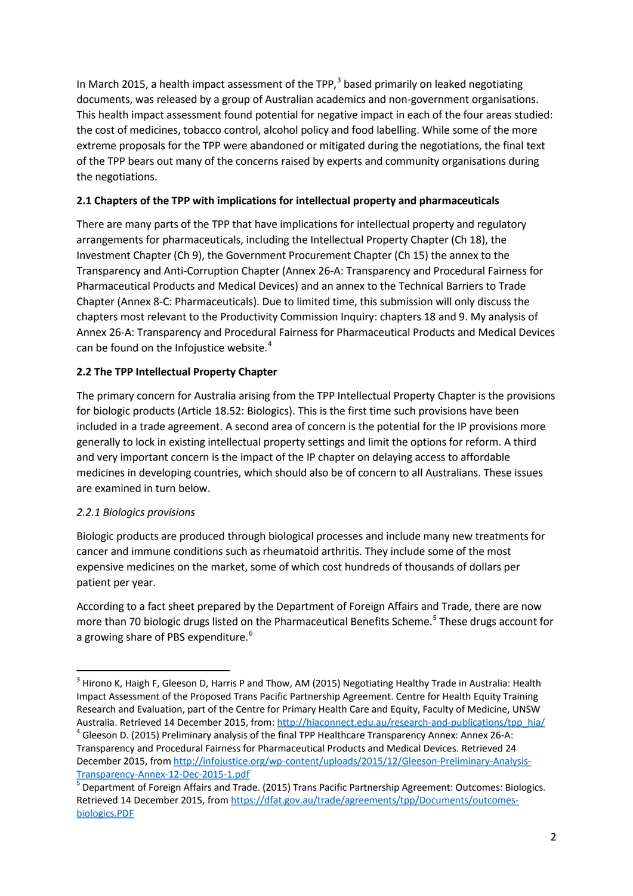In March 2015, a health impact assessment of the TPP,[3] based primarily on leaked negotiating documents, was released by a group of Australian academics and non-government organisations. This health impact assessment found potential for negative impact in each of the four areas studied: the cost of medicines, tobacco control, alcohol policy and food labelling. While some of the more extreme proposals for the TPP were abandoned or mitigated during the negotiations, the final text of the TPP bears out many of the concerns raised by experts and community organisations during the negotiations.

**2.1 Chapters of the TPP with implications for intellectual property and pharmaceuticals**

There are many parts of the TPP that have implications for intellectual property and regulatory arrangements for pharmaceuticals, including the Intellectual Property Chapter (Ch 18), the Investment Chapter (Ch 9), the Government Procurement Chapter (Ch 15) the annex to the Transparency and Anti-Corruption Chapter (Annex 26-A: Transparency and Procedural Fairness for Pharmaceutical Products and Medical Devices) and an annex to the Technical Barriers to Trade Chapter (Annex 8-C: Pharmaceuticals). Due to limited time, this submission will only discuss the chapters most relevant to the Productivity Commission Inquiry: chapters 18 and 9. My analysis of Annex 26-A: Transparency and Procedural Fairness for Pharmaceutical Products and Medical Devices can be found on the Infojustice website.[4]

**2.2 The TPP Intellectual Property Chapter**

The primary concern for Australia arising from the TPP Intellectual Property Chapter is the provisions for biologic products (Article 18.52: Biologics). This is the first time such provisions have been included in a trade agreement. A second area of concern is the potential for the IP provisions more generally to lock in existing intellectual property settings and limit the options for reform. A third and very important concern is the impact of the IP chapter on delaying access to affordable medicines in developing countries, which should also be of concern to all Australians. These issues are examined in turn below.

*2.2.1 Biologics provisions*

Biologic products are produced through biological processes and include many new treatments for cancer and immune conditions such as rheumatoid arthritis. They include some of the most expensive medicines on the market, some of which cost hundreds of thousands of dollars per patient per year.

According to a fact sheet prepared by the Department of Foreign Affairs and Trade, there are now more than 70 biologic drugs listed on the Pharmaceutical Benefits Scheme.[5] These drugs account for a growing share of PBS expenditure.[6]

---

[3] Hirono K, Haigh F, Gleeson D, Harris P and Thow, AM (2015) Negotiating Healthy Trade in Australia: Health Impact Assessment of the Proposed Trans Pacific Partnership Agreement. Centre for Health Equity Training Research and Evaluation, part of the Centre for Primary Health Care and Equity, Faculty of Medicine, UNSW Australia. Retrieved 14 December 2015, from: http://hiaconnect.edu.au/research-and-publications/tpp_hia/

[4] Gleeson D. (2015) Preliminary analysis of the final TPP Healthcare Transparency Annex: Annex 26-A: Transparency and Procedural Fairness for Pharmaceutical Products and Medical Devices. Retrieved 24 December 2015, from http://infojustice.org/wp-content/uploads/2015/12/Gleeson-Preliminary-Analysis-Transparency-Annex-12-Dec-2015-1.pdf

[5] Department of Foreign Affairs and Trade. (2015) Trans Pacific Partnership Agreement: Outcomes: Biologics. Retrieved 14 December 2015, from https://dfat.gov.au/trade/agreements/tpp/Documents/outcomes-biologics.PDF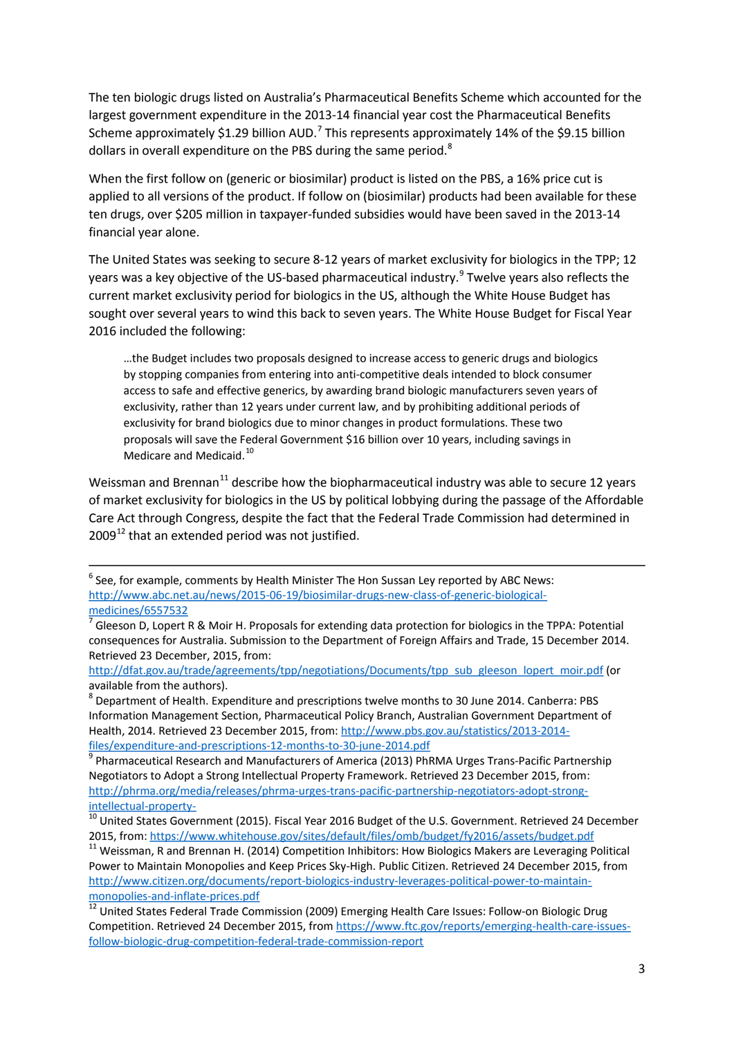The ten biologic drugs listed on Australia's Pharmaceutical Benefits Scheme which accounted for the largest government expenditure in the 2013-14 financial year cost the Pharmaceutical Benefits Scheme approximately $1.29 billion AUD.[7] This represents approximately 14% of the $9.15 billion dollars in overall expenditure on the PBS during the same period.[8]

When the first follow on (generic or biosimilar) product is listed on the PBS, a 16% price cut is applied to all versions of the product. If follow on (biosimilar) products had been available for these ten drugs, over $205 million in taxpayer-funded subsidies would have been saved in the 2013-14 financial year alone.

The United States was seeking to secure 8-12 years of market exclusivity for biologics in the TPP; 12 years was a key objective of the US-based pharmaceutical industry.[9] Twelve years also reflects the current market exclusivity period for biologics in the US, although the White House Budget has sought over several years to wind this back to seven years. The White House Budget for Fiscal Year 2016 included the following:

> …the Budget includes two proposals designed to increase access to generic drugs and biologics by stopping companies from entering into anti-competitive deals intended to block consumer access to safe and effective generics, by awarding brand biologic manufacturers seven years of exclusivity, rather than 12 years under current law, and by prohibiting additional periods of exclusivity for brand biologics due to minor changes in product formulations. These two proposals will save the Federal Government $16 billion over 10 years, including savings in Medicare and Medicaid.[10]

Weissman and Brennan[11] describe how the biopharmaceutical industry was able to secure 12 years of market exclusivity for biologics in the US by political lobbying during the passage of the Affordable Care Act through Congress, despite the fact that the Federal Trade Commission had determined in 2009[12] that an extended period was not justified.

---

[6] See, for example, comments by Health Minister The Hon Sussan Ley reported by ABC News: http://www.abc.net.au/news/2015-06-19/biosimilar-drugs-new-class-of-generic-biological-medicines/6557532

[7] Gleeson D, Lopert R & Moir H. Proposals for extending data protection for biologics in the TPPA: Potential consequences for Australia. Submission to the Department of Foreign Affairs and Trade, 15 December 2014. Retrieved 23 December, 2015, from: http://dfat.gov.au/trade/agreements/tpp/negotiations/Documents/tpp_sub_gleeson_lopert_moir.pdf (or available from the authors).

[8] Department of Health. Expenditure and prescriptions twelve months to 30 June 2014. Canberra: PBS Information Management Section, Pharmaceutical Policy Branch, Australian Government Department of Health, 2014. Retrieved 23 December 2015, from: http://www.pbs.gov.au/statistics/2013-2014-files/expenditure-and-prescriptions-12-months-to-30-june-2014.pdf

[9] Pharmaceutical Research and Manufacturers of America (2013) PhRMA Urges Trans-Pacific Partnership Negotiators to Adopt a Strong Intellectual Property Framework. Retrieved 23 December 2015, from: http://phrma.org/media/releases/phrma-urges-trans-pacific-partnership-negotiators-adopt-strong-intellectual-property-

[10] United States Government (2015). Fiscal Year 2016 Budget of the U.S. Government. Retrieved 24 December 2015, from: https://www.whitehouse.gov/sites/default/files/omb/budget/fy2016/assets/budget.pdf

[11] Weissman, R and Brennan H. (2014) Competition Inhibitors: How Biologics Makers are Leveraging Political Power to Maintain Monopolies and Keep Prices Sky-High. Public Citizen. Retrieved 24 December 2015, from http://www.citizen.org/documents/report-biologics-industry-leverages-political-power-to-maintain-monopolies-and-inflate-prices.pdf

[12] United States Federal Trade Commission (2009) Emerging Health Care Issues: Follow-on Biologic Drug Competition. Retrieved 24 December 2015, from https://www.ftc.gov/reports/emerging-health-care-issues-follow-biologic-drug-competition-federal-trade-commission-report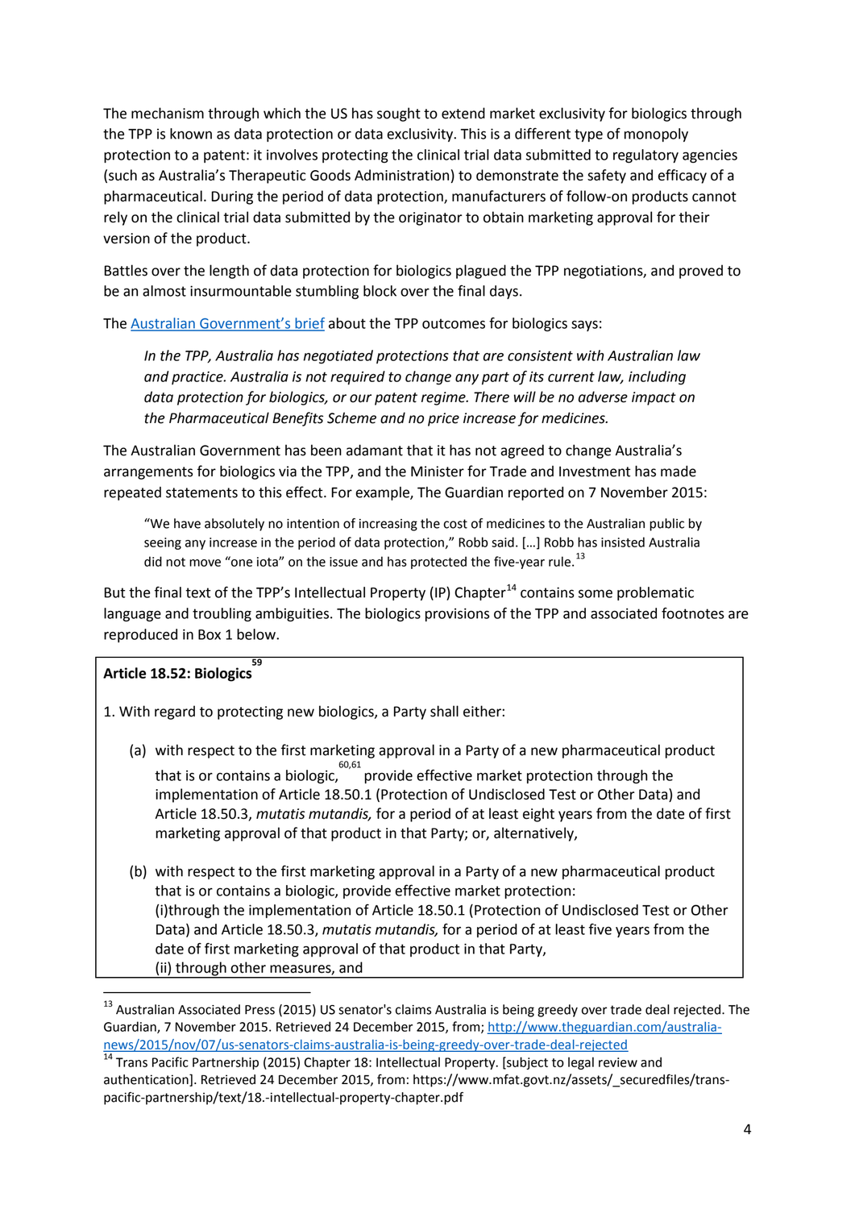The mechanism through which the US has sought to extend market exclusivity for biologics through the TPP is known as data protection or data exclusivity. This is a different type of monopoly protection to a patent: it involves protecting the clinical trial data submitted to regulatory agencies (such as Australia's Therapeutic Goods Administration) to demonstrate the safety and efficacy of a pharmaceutical. During the period of data protection, manufacturers of follow-on products cannot rely on the clinical trial data submitted by the originator to obtain marketing approval for their version of the product.

Battles over the length of data protection for biologics plagued the TPP negotiations, and proved to be an almost insurmountable stumbling block over the final days.

The [Australian Government's brief](#) about the TPP outcomes for biologics says:

> *In the TPP, Australia has negotiated protections that are consistent with Australian law and practice. Australia is not required to change any part of its current law, including data protection for biologics, or our patent regime. There will be no adverse impact on the Pharmaceutical Benefits Scheme and no price increase for medicines.*

The Australian Government has been adamant that it has not agreed to change Australia's arrangements for biologics via the TPP, and the Minister for Trade and Investment has made repeated statements to this effect. For example, The Guardian reported on 7 November 2015:

> "We have absolutely no intention of increasing the cost of medicines to the Australian public by seeing any increase in the period of data protection," Robb said. […] Robb has insisted Australia did not move "one iota" on the issue and has protected the five-year rule.[13]

But the final text of the TPP's Intellectual Property (IP) Chapter[14] contains some problematic language and troubling ambiguities. The biologics provisions of the TPP and associated footnotes are reproduced in Box 1 below.

> **Article 18.52: Biologics**[59]
>
> 1. With regard to protecting new biologics, a Party shall either:
>
> (a) with respect to the first marketing approval in a Party of a new pharmaceutical product that is or contains a biologic,[60,61] provide effective market protection through the implementation of Article 18.50.1 (Protection of Undisclosed Test or Other Data) and Article 18.50.3, *mutatis mutandis,* for a period of at least eight years from the date of first marketing approval of that product in that Party; or, alternatively,
>
> (b) with respect to the first marketing approval in a Party of a new pharmaceutical product that is or contains a biologic, provide effective market protection:
> (i) through the implementation of Article 18.50.1 (Protection of Undisclosed Test or Other Data) and Article 18.50.3, *mutatis mutandis,* for a period of at least five years from the date of first marketing approval of that product in that Party,
> (ii) through other measures, and

---

[13] Australian Associated Press (2015) US senator's claims Australia is being greedy over trade deal rejected. The Guardian, 7 November 2015. Retrieved 24 December 2015, from; http://www.theguardian.com/australia-news/2015/nov/07/us-senators-claims-australia-is-being-greedy-over-trade-deal-rejected

[14] Trans Pacific Partnership (2015) Chapter 18: Intellectual Property. [subject to legal review and authentication]. Retrieved 24 December 2015, from: https://www.mfat.govt.nz/assets/_securedfiles/trans-pacific-partnership/text/18.-intellectual-property-chapter.pdf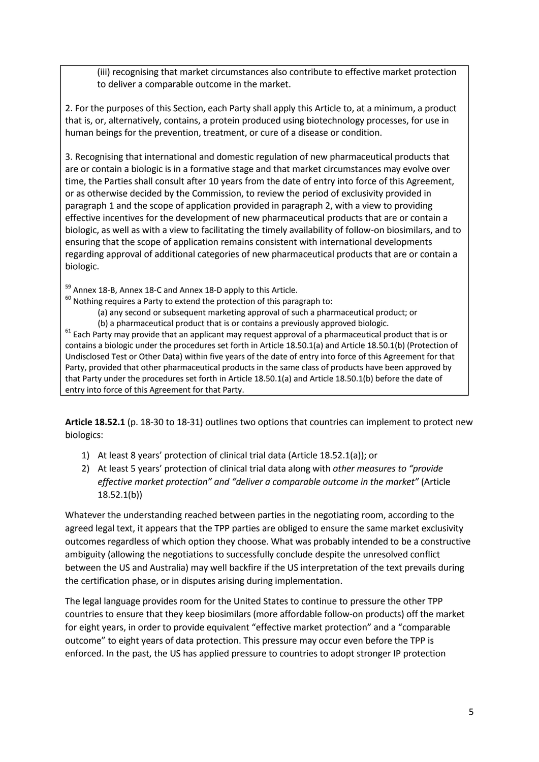(iii) recognising that market circumstances also contribute to effective market protection to deliver a comparable outcome in the market.

2. For the purposes of this Section, each Party shall apply this Article to, at a minimum, a product that is, or, alternatively, contains, a protein produced using biotechnology processes, for use in human beings for the prevention, treatment, or cure of a disease or condition.

3. Recognising that international and domestic regulation of new pharmaceutical products that are or contain a biologic is in a formative stage and that market circumstances may evolve over time, the Parties shall consult after 10 years from the date of entry into force of this Agreement, or as otherwise decided by the Commission, to review the period of exclusivity provided in paragraph 1 and the scope of application provided in paragraph 2, with a view to providing effective incentives for the development of new pharmaceutical products that are or contain a biologic, as well as with a view to facilitating the timely availability of follow-on biosimilars, and to ensuring that the scope of application remains consistent with international developments regarding approval of additional categories of new pharmaceutical products that are or contain a biologic.

[59] Annex 18-B, Annex 18-C and Annex 18-D apply to this Article.

[60] Nothing requires a Party to extend the protection of this paragraph to:

(a) any second or subsequent marketing approval of such a pharmaceutical product; or

(b) a pharmaceutical product that is or contains a previously approved biologic.

[61] Each Party may provide that an applicant may request approval of a pharmaceutical product that is or contains a biologic under the procedures set forth in Article 18.50.1(a) and Article 18.50.1(b) (Protection of Undisclosed Test or Other Data) within five years of the date of entry into force of this Agreement for that Party, provided that other pharmaceutical products in the same class of products have been approved by that Party under the procedures set forth in Article 18.50.1(a) and Article 18.50.1(b) before the date of entry into force of this Agreement for that Party.

**Article 18.52.1** (p. 18-30 to 18-31) outlines two options that countries can implement to protect new biologics:

1) At least 8 years' protection of clinical trial data (Article 18.52.1(a)); or
2) At least 5 years' protection of clinical trial data along with *other measures to "provide effective market protection" and "deliver a comparable outcome in the market"* (Article 18.52.1(b))

Whatever the understanding reached between parties in the negotiating room, according to the agreed legal text, it appears that the TPP parties are obliged to ensure the same market exclusivity outcomes regardless of which option they choose. What was probably intended to be a constructive ambiguity (allowing the negotiations to successfully conclude despite the unresolved conflict between the US and Australia) may well backfire if the US interpretation of the text prevails during the certification phase, or in disputes arising during implementation.

The legal language provides room for the United States to continue to pressure the other TPP countries to ensure that they keep biosimilars (more affordable follow-on products) off the market for eight years, in order to provide equivalent "effective market protection" and a "comparable outcome" to eight years of data protection. This pressure may occur even before the TPP is enforced. In the past, the US has applied pressure to countries to adopt stronger IP protection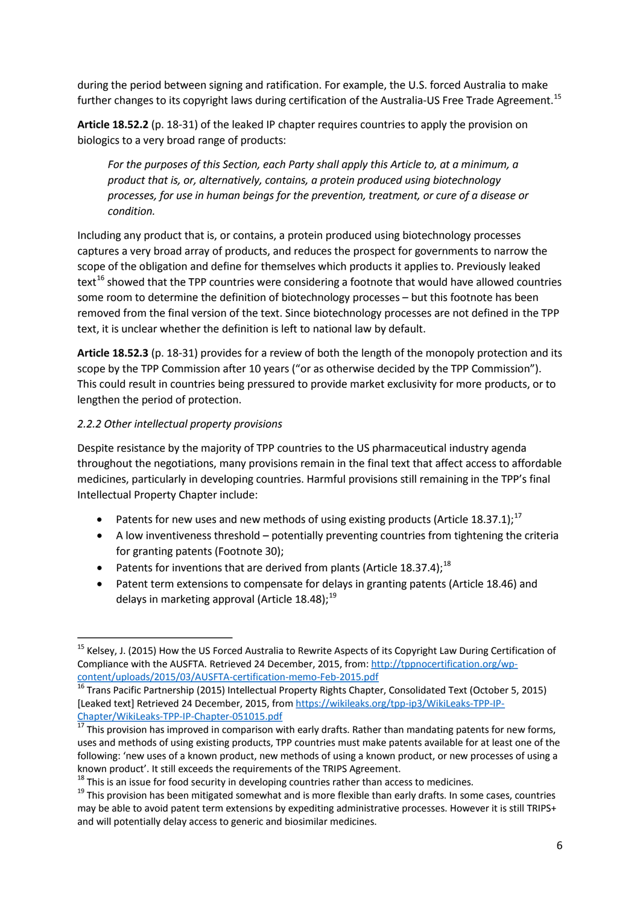during the period between signing and ratification. For example, the U.S. forced Australia to make further changes to its copyright laws during certification of the Australia-US Free Trade Agreement.[15]

**Article 18.52.2** (p. 18-31) of the leaked IP chapter requires countries to apply the provision on biologics to a very broad range of products:

> *For the purposes of this Section, each Party shall apply this Article to, at a minimum, a product that is, or, alternatively, contains, a protein produced using biotechnology processes, for use in human beings for the prevention, treatment, or cure of a disease or condition.*

Including any product that is, or contains, a protein produced using biotechnology processes captures a very broad array of products, and reduces the prospect for governments to narrow the scope of the obligation and define for themselves which products it applies to. Previously leaked text[16] showed that the TPP countries were considering a footnote that would have allowed countries some room to determine the definition of biotechnology processes – but this footnote has been removed from the final version of the text. Since biotechnology processes are not defined in the TPP text, it is unclear whether the definition is left to national law by default.

**Article 18.52.3** (p. 18-31) provides for a review of both the length of the monopoly protection and its scope by the TPP Commission after 10 years ("or as otherwise decided by the TPP Commission"). This could result in countries being pressured to provide market exclusivity for more products, or to lengthen the period of protection.

*2.2.2 Other intellectual property provisions*

Despite resistance by the majority of TPP countries to the US pharmaceutical industry agenda throughout the negotiations, many provisions remain in the final text that affect access to affordable medicines, particularly in developing countries. Harmful provisions still remaining in the TPP's final Intellectual Property Chapter include:

- Patents for new uses and new methods of using existing products (Article 18.37.1);[17]
- A low inventiveness threshold – potentially preventing countries from tightening the criteria for granting patents (Footnote 30);
- Patents for inventions that are derived from plants (Article 18.37.4);[18]
- Patent term extensions to compensate for delays in granting patents (Article 18.46) and delays in marketing approval (Article 18.48);[19]

---

[15] Kelsey, J. (2015) How the US Forced Australia to Rewrite Aspects of its Copyright Law During Certification of Compliance with the AUSFTA. Retrieved 24 December, 2015, from: http://tppnocertification.org/wp-content/uploads/2015/03/AUSFTA-certification-memo-Feb-2015.pdf

[16] Trans Pacific Partnership (2015) Intellectual Property Rights Chapter, Consolidated Text (October 5, 2015) [Leaked text] Retrieved 24 December, 2015, from https://wikileaks.org/tpp-ip3/WikiLeaks-TPP-IP-Chapter/WikiLeaks-TPP-IP-Chapter-051015.pdf

[17] This provision has improved in comparison with early drafts. Rather than mandating patents for new forms, uses and methods of using existing products, TPP countries must make patents available for at least one of the following: 'new uses of a known product, new methods of using a known product, or new processes of using a known product'. It still exceeds the requirements of the TRIPS Agreement.

[18] This is an issue for food security in developing countries rather than access to medicines.

[19] This provision has been mitigated somewhat and is more flexible than early drafts. In some cases, countries may be able to avoid patent term extensions by expediting administrative processes. However it is still TRIPS+ and will potentially delay access to generic and biosimilar medicines.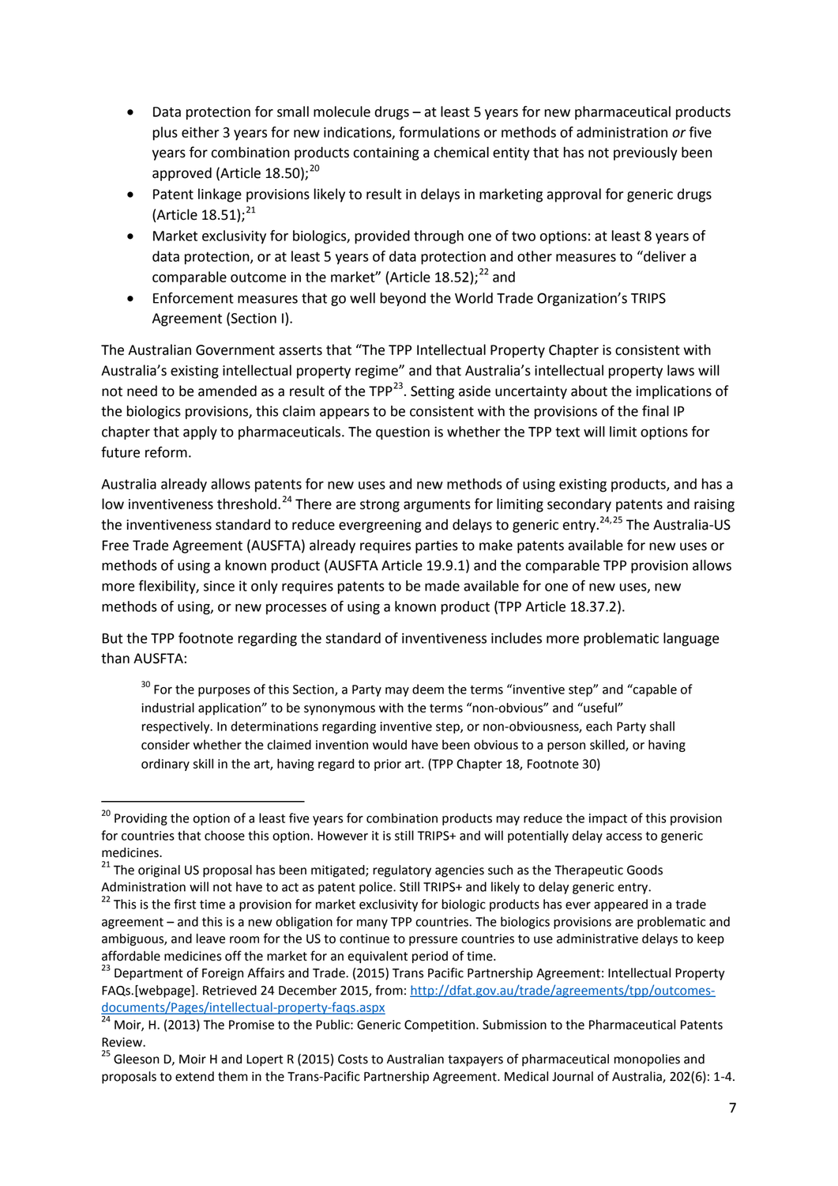- Data protection for small molecule drugs – at least 5 years for new pharmaceutical products plus either 3 years for new indications, formulations or methods of administration *or* five years for combination products containing a chemical entity that has not previously been approved (Article 18.50);[20]
- Patent linkage provisions likely to result in delays in marketing approval for generic drugs (Article 18.51);[21]
- Market exclusivity for biologics, provided through one of two options: at least 8 years of data protection, or at least 5 years of data protection and other measures to "deliver a comparable outcome in the market" (Article 18.52);[22] and
- Enforcement measures that go well beyond the World Trade Organization's TRIPS Agreement (Section I).

The Australian Government asserts that "The TPP Intellectual Property Chapter is consistent with Australia's existing intellectual property regime" and that Australia's intellectual property laws will not need to be amended as a result of the TPP[23]. Setting aside uncertainty about the implications of the biologics provisions, this claim appears to be consistent with the provisions of the final IP chapter that apply to pharmaceuticals. The question is whether the TPP text will limit options for future reform.

Australia already allows patents for new uses and new methods of using existing products, and has a low inventiveness threshold.[24] There are strong arguments for limiting secondary patents and raising the inventiveness standard to reduce evergreening and delays to generic entry.[24,25] The Australia-US Free Trade Agreement (AUSFTA) already requires parties to make patents available for new uses or methods of using a known product (AUSFTA Article 19.9.1) and the comparable TPP provision allows more flexibility, since it only requires patents to be made available for one of new uses, new methods of using, or new processes of using a known product (TPP Article 18.37.2).

But the TPP footnote regarding the standard of inventiveness includes more problematic language than AUSFTA:

> [30] For the purposes of this Section, a Party may deem the terms "inventive step" and "capable of industrial application" to be synonymous with the terms "non-obvious" and "useful" respectively. In determinations regarding inventive step, or non-obviousness, each Party shall consider whether the claimed invention would have been obvious to a person skilled, or having ordinary skill in the art, having regard to prior art. (TPP Chapter 18, Footnote 30)

---

[20] Providing the option of a least five years for combination products may reduce the impact of this provision for countries that choose this option. However it is still TRIPS+ and will potentially delay access to generic medicines.

[21] The original US proposal has been mitigated; regulatory agencies such as the Therapeutic Goods Administration will not have to act as patent police. Still TRIPS+ and likely to delay generic entry.

[22] This is the first time a provision for market exclusivity for biologic products has ever appeared in a trade agreement – and this is a new obligation for many TPP countries. The biologics provisions are problematic and ambiguous, and leave room for the US to continue to pressure countries to use administrative delays to keep affordable medicines off the market for an equivalent period of time.

[23] Department of Foreign Affairs and Trade. (2015) Trans Pacific Partnership Agreement: Intellectual Property FAQs.[webpage]. Retrieved 24 December 2015, from: http://dfat.gov.au/trade/agreements/tpp/outcomes-documents/Pages/intellectual-property-faqs.aspx

[24] Moir, H. (2013) The Promise to the Public: Generic Competition. Submission to the Pharmaceutical Patents Review.

[25] Gleeson D, Moir H and Lopert R (2015) Costs to Australian taxpayers of pharmaceutical monopolies and proposals to extend them in the Trans-Pacific Partnership Agreement. Medical Journal of Australia, 202(6): 1-4.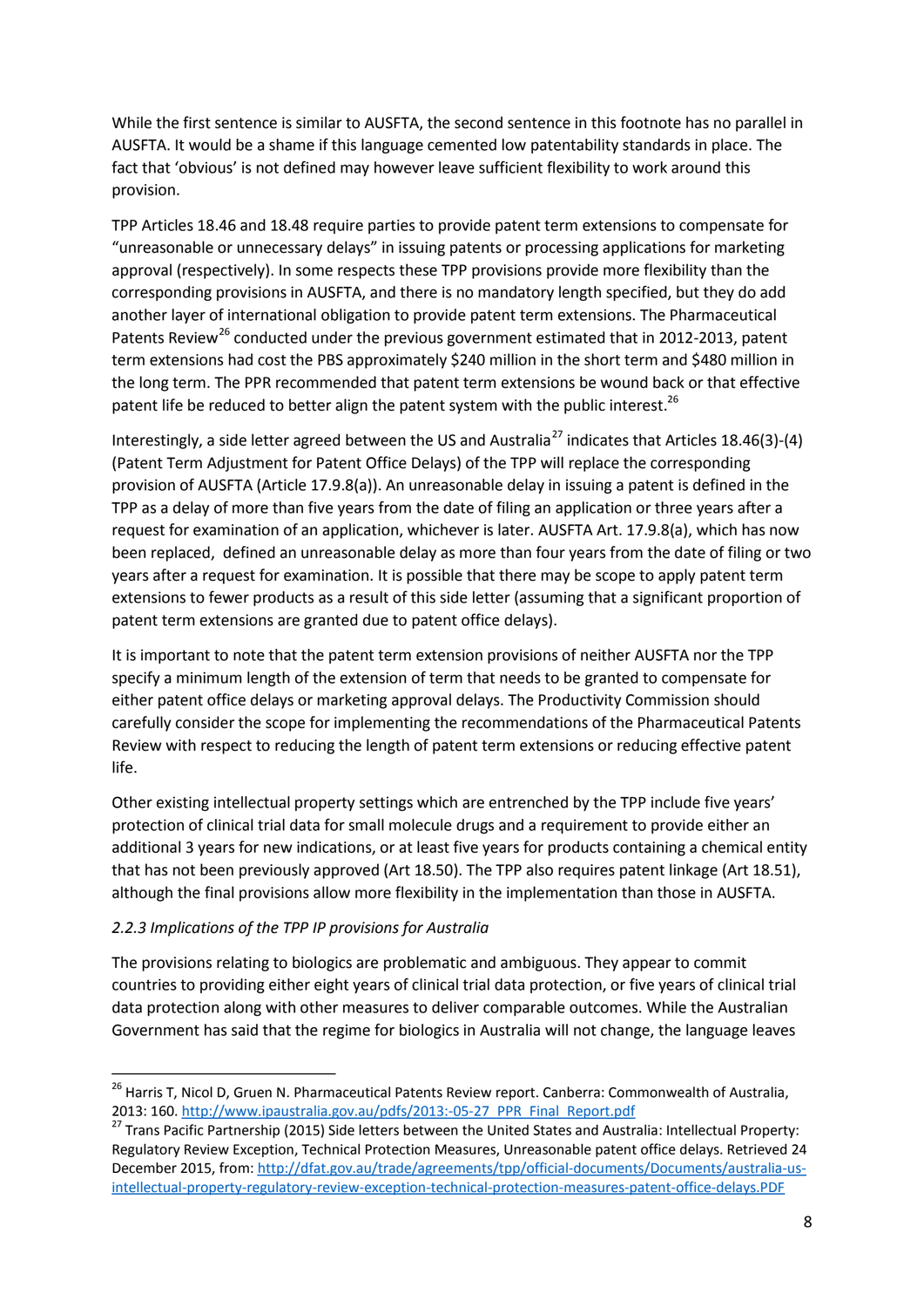While the first sentence is similar to AUSFTA, the second sentence in this footnote has no parallel in AUSFTA. It would be a shame if this language cemented low patentability standards in place. The fact that 'obvious' is not defined may however leave sufficient flexibility to work around this provision.

TPP Articles 18.46 and 18.48 require parties to provide patent term extensions to compensate for "unreasonable or unnecessary delays" in issuing patents or processing applications for marketing approval (respectively). In some respects these TPP provisions provide more flexibility than the corresponding provisions in AUSFTA, and there is no mandatory length specified, but they do add another layer of international obligation to provide patent term extensions. The Pharmaceutical Patents Review[26] conducted under the previous government estimated that in 2012-2013, patent term extensions had cost the PBS approximately $240 million in the short term and $480 million in the long term. The PPR recommended that patent term extensions be wound back or that effective patent life be reduced to better align the patent system with the public interest.[26]

Interestingly, a side letter agreed between the US and Australia[27] indicates that Articles 18.46(3)-(4) (Patent Term Adjustment for Patent Office Delays) of the TPP will replace the corresponding provision of AUSFTA (Article 17.9.8(a)). An unreasonable delay in issuing a patent is defined in the TPP as a delay of more than five years from the date of filing an application or three years after a request for examination of an application, whichever is later. AUSFTA Art. 17.9.8(a), which has now been replaced, defined an unreasonable delay as more than four years from the date of filing or two years after a request for examination. It is possible that there may be scope to apply patent term extensions to fewer products as a result of this side letter (assuming that a significant proportion of patent term extensions are granted due to patent office delays).

It is important to note that the patent term extension provisions of neither AUSFTA nor the TPP specify a minimum length of the extension of term that needs to be granted to compensate for either patent office delays or marketing approval delays. The Productivity Commission should carefully consider the scope for implementing the recommendations of the Pharmaceutical Patents Review with respect to reducing the length of patent term extensions or reducing effective patent life.

Other existing intellectual property settings which are entrenched by the TPP include five years' protection of clinical trial data for small molecule drugs and a requirement to provide either an additional 3 years for new indications, or at least five years for products containing a chemical entity that has not been previously approved (Art 18.50). The TPP also requires patent linkage (Art 18.51), although the final provisions allow more flexibility in the implementation than those in AUSFTA.

### *2.2.3 Implications of the TPP IP provisions for Australia*

The provisions relating to biologics are problematic and ambiguous. They appear to commit countries to providing either eight years of clinical trial data protection, or five years of clinical trial data protection along with other measures to deliver comparable outcomes. While the Australian Government has said that the regime for biologics in Australia will not change, the language leaves

---

[26] Harris T, Nicol D, Gruen N. Pharmaceutical Patents Review report. Canberra: Commonwealth of Australia, 2013: 160. http://www.ipaustralia.gov.au/pdfs/2013:-05-27_PPR_Final_Report.pdf

[27] Trans Pacific Partnership (2015) Side letters between the United States and Australia: Intellectual Property: Regulatory Review Exception, Technical Protection Measures, Unreasonable patent office delays. Retrieved 24 December 2015, from: http://dfat.gov.au/trade/agreements/tpp/official-documents/Documents/australia-us-intellectual-property-regulatory-review-exception-technical-protection-measures-patent-office-delays.PDF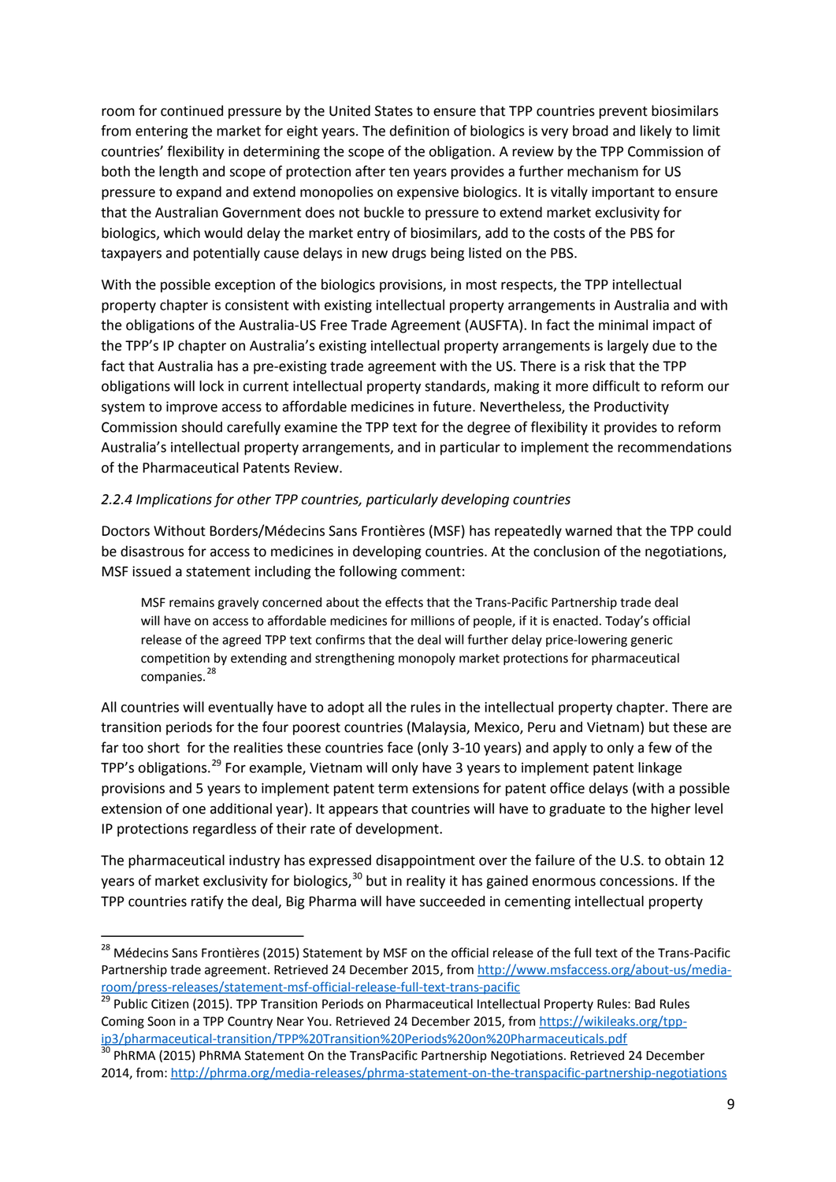room for continued pressure by the United States to ensure that TPP countries prevent biosimilars from entering the market for eight years. The definition of biologics is very broad and likely to limit countries' flexibility in determining the scope of the obligation. A review by the TPP Commission of both the length and scope of protection after ten years provides a further mechanism for US pressure to expand and extend monopolies on expensive biologics. It is vitally important to ensure that the Australian Government does not buckle to pressure to extend market exclusivity for biologics, which would delay the market entry of biosimilars, add to the costs of the PBS for taxpayers and potentially cause delays in new drugs being listed on the PBS.

With the possible exception of the biologics provisions, in most respects, the TPP intellectual property chapter is consistent with existing intellectual property arrangements in Australia and with the obligations of the Australia-US Free Trade Agreement (AUSFTA). In fact the minimal impact of the TPP's IP chapter on Australia's existing intellectual property arrangements is largely due to the fact that Australia has a pre-existing trade agreement with the US. There is a risk that the TPP obligations will lock in current intellectual property standards, making it more difficult to reform our system to improve access to affordable medicines in future. Nevertheless, the Productivity Commission should carefully examine the TPP text for the degree of flexibility it provides to reform Australia's intellectual property arrangements, and in particular to implement the recommendations of the Pharmaceutical Patents Review.

*2.2.4 Implications for other TPP countries, particularly developing countries*

Doctors Without Borders/Médecins Sans Frontières (MSF) has repeatedly warned that the TPP could be disastrous for access to medicines in developing countries. At the conclusion of the negotiations, MSF issued a statement including the following comment:

> MSF remains gravely concerned about the effects that the Trans-Pacific Partnership trade deal will have on access to affordable medicines for millions of people, if it is enacted. Today's official release of the agreed TPP text confirms that the deal will further delay price-lowering generic competition by extending and strengthening monopoly market protections for pharmaceutical companies.[28]

All countries will eventually have to adopt all the rules in the intellectual property chapter. There are transition periods for the four poorest countries (Malaysia, Mexico, Peru and Vietnam) but these are far too short for the realities these countries face (only 3-10 years) and apply to only a few of the TPP's obligations.[29] For example, Vietnam will only have 3 years to implement patent linkage provisions and 5 years to implement patent term extensions for patent office delays (with a possible extension of one additional year). It appears that countries will have to graduate to the higher level IP protections regardless of their rate of development.

The pharmaceutical industry has expressed disappointment over the failure of the U.S. to obtain 12 years of market exclusivity for biologics,[30] but in reality it has gained enormous concessions. If the TPP countries ratify the deal, Big Pharma will have succeeded in cementing intellectual property

---

[28] Médecins Sans Frontières (2015) Statement by MSF on the official release of the full text of the Trans-Pacific Partnership trade agreement. Retrieved 24 December 2015, from http://www.msfaccess.org/about-us/media-room/press-releases/statement-msf-official-release-full-text-trans-pacific

[29] Public Citizen (2015). TPP Transition Periods on Pharmaceutical Intellectual Property Rules: Bad Rules Coming Soon in a TPP Country Near You. Retrieved 24 December 2015, from https://wikileaks.org/tpp-ip3/pharmaceutical-transition/TPP%20Transition%20Periods%20on%20Pharmaceuticals.pdf

[30] PhRMA (2015) PhRMA Statement On the TransPacific Partnership Negotiations. Retrieved 24 December 2014, from: http://phrma.org/media-releases/phrma-statement-on-the-transpacific-partnership-negotiations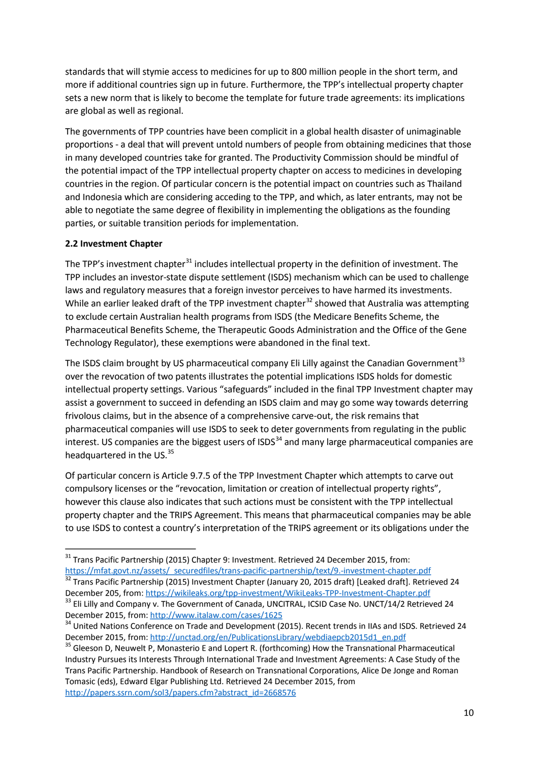standards that will stymie access to medicines for up to 800 million people in the short term, and more if additional countries sign up in future. Furthermore, the TPP's intellectual property chapter sets a new norm that is likely to become the template for future trade agreements: its implications are global as well as regional.

The governments of TPP countries have been complicit in a global health disaster of unimaginable proportions - a deal that will prevent untold numbers of people from obtaining medicines that those in many developed countries take for granted. The Productivity Commission should be mindful of the potential impact of the TPP intellectual property chapter on access to medicines in developing countries in the region. Of particular concern is the potential impact on countries such as Thailand and Indonesia which are considering acceding to the TPP, and which, as later entrants, may not be able to negotiate the same degree of flexibility in implementing the obligations as the founding parties, or suitable transition periods for implementation.

### 2.2 Investment Chapter

The TPP's investment chapter[31] includes intellectual property in the definition of investment. The TPP includes an investor-state dispute settlement (ISDS) mechanism which can be used to challenge laws and regulatory measures that a foreign investor perceives to have harmed its investments. While an earlier leaked draft of the TPP investment chapter[32] showed that Australia was attempting to exclude certain Australian health programs from ISDS (the Medicare Benefits Scheme, the Pharmaceutical Benefits Scheme, the Therapeutic Goods Administration and the Office of the Gene Technology Regulator), these exemptions were abandoned in the final text.

The ISDS claim brought by US pharmaceutical company Eli Lilly against the Canadian Government[33] over the revocation of two patents illustrates the potential implications ISDS holds for domestic intellectual property settings. Various "safeguards" included in the final TPP Investment chapter may assist a government to succeed in defending an ISDS claim and may go some way towards deterring frivolous claims, but in the absence of a comprehensive carve-out, the risk remains that pharmaceutical companies will use ISDS to seek to deter governments from regulating in the public interest. US companies are the biggest users of ISDS[34] and many large pharmaceutical companies are headquartered in the US.[35]

Of particular concern is Article 9.7.5 of the TPP Investment Chapter which attempts to carve out compulsory licenses or the "revocation, limitation or creation of intellectual property rights", however this clause also indicates that such actions must be consistent with the TPP intellectual property chapter and the TRIPS Agreement. This means that pharmaceutical companies may be able to use ISDS to contest a country's interpretation of the TRIPS agreement or its obligations under the

---

[31] Trans Pacific Partnership (2015) Chapter 9: Investment. Retrieved 24 December 2015, from: https://mfat.govt.nz/assets/_securedfiles/trans-pacific-partnership/text/9.-investment-chapter.pdf

[32] Trans Pacific Partnership (2015) Investment Chapter (January 20, 2015 draft) [Leaked draft]. Retrieved 24 December 205, from: https://wikileaks.org/tpp-investment/WikiLeaks-TPP-Investment-Chapter.pdf

[33] Eli Lilly and Company v. The Government of Canada, UNCITRAL, ICSID Case No. UNCT/14/2 Retrieved 24 December 2015, from: http://www.italaw.com/cases/1625

[34] United Nations Conference on Trade and Development (2015). Recent trends in IIAs and ISDS. Retrieved 24 December 2015, from: http://unctad.org/en/PublicationsLibrary/webdiaepcb2015d1_en.pdf

[35] Gleeson D, Neuwelt P, Monasterio E and Lopert R. (forthcoming) How the Transnational Pharmaceutical Industry Pursues its Interests Through International Trade and Investment Agreements: A Case Study of the Trans Pacific Partnership. Handbook of Research on Transnational Corporations, Alice De Jonge and Roman Tomasic (eds), Edward Elgar Publishing Ltd. Retrieved 24 December 2015, from http://papers.ssrn.com/sol3/papers.cfm?abstract_id=2668576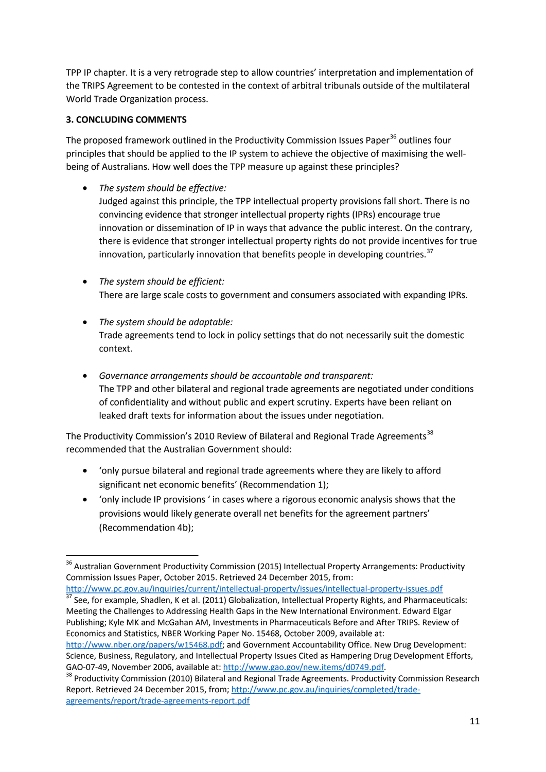TPP IP chapter. It is a very retrograde step to allow countries' interpretation and implementation of the TRIPS Agreement to be contested in the context of arbitral tribunals outside of the multilateral World Trade Organization process.

**3. CONCLUDING COMMENTS**

The proposed framework outlined in the Productivity Commission Issues Paper[36] outlines four principles that should be applied to the IP system to achieve the objective of maximising the well-being of Australians. How well does the TPP measure up against these principles?

- *The system should be effective:*
  Judged against this principle, the TPP intellectual property provisions fall short. There is no convincing evidence that stronger intellectual property rights (IPRs) encourage true innovation or dissemination of IP in ways that advance the public interest. On the contrary, there is evidence that stronger intellectual property rights do not provide incentives for true innovation, particularly innovation that benefits people in developing countries.[37]

- *The system should be efficient:*
  There are large scale costs to government and consumers associated with expanding IPRs.

- *The system should be adaptable:*
  Trade agreements tend to lock in policy settings that do not necessarily suit the domestic context.

- *Governance arrangements should be accountable and transparent:*
  The TPP and other bilateral and regional trade agreements are negotiated under conditions of confidentiality and without public and expert scrutiny. Experts have been reliant on leaked draft texts for information about the issues under negotiation.

The Productivity Commission's 2010 Review of Bilateral and Regional Trade Agreements[38] recommended that the Australian Government should:

- 'only pursue bilateral and regional trade agreements where they are likely to afford significant net economic benefits' (Recommendation 1);
- 'only include IP provisions ' in cases where a rigorous economic analysis shows that the provisions would likely generate overall net benefits for the agreement partners' (Recommendation 4b);

---

[36] Australian Government Productivity Commission (2015) Intellectual Property Arrangements: Productivity Commission Issues Paper, October 2015. Retrieved 24 December 2015, from: http://www.pc.gov.au/inquiries/current/intellectual-property/issues/intellectual-property-issues.pdf

[37] See, for example, Shadlen, K et al. (2011) Globalization, Intellectual Property Rights, and Pharmaceuticals: Meeting the Challenges to Addressing Health Gaps in the New International Environment. Edward Elgar Publishing; Kyle MK and McGahan AM, Investments in Pharmaceuticals Before and After TRIPS. Review of Economics and Statistics, NBER Working Paper No. 15468, October 2009, available at: http://www.nber.org/papers/w15468.pdf; and Government Accountability Office. New Drug Development: Science, Business, Regulatory, and Intellectual Property Issues Cited as Hampering Drug Development Efforts, GAO-07-49, November 2006, available at: http://www.gao.gov/new.items/d0749.pdf.

[38] Productivity Commission (2010) Bilateral and Regional Trade Agreements. Productivity Commission Research Report. Retrieved 24 December 2015, from; http://www.pc.gov.au/inquiries/completed/trade-agreements/report/trade-agreements-report.pdf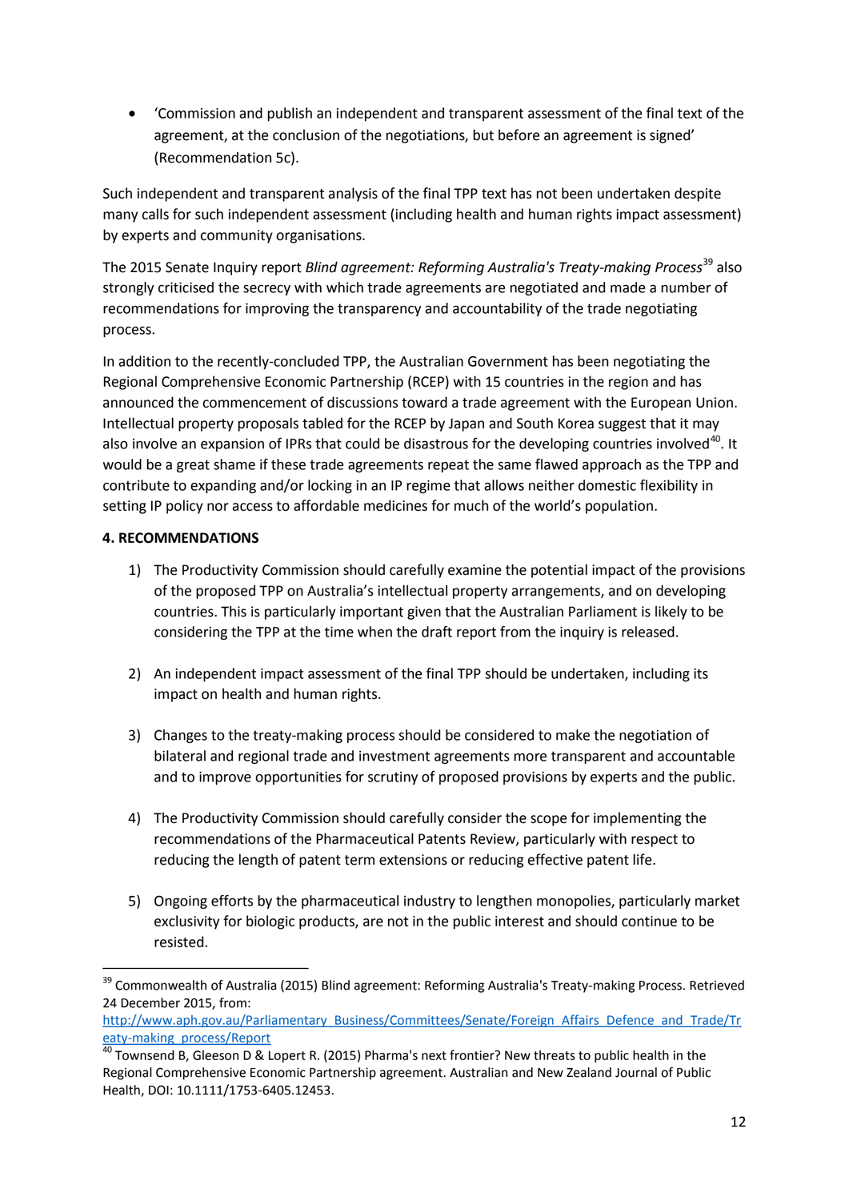- 'Commission and publish an independent and transparent assessment of the final text of the agreement, at the conclusion of the negotiations, but before an agreement is signed' (Recommendation 5c).

Such independent and transparent analysis of the final TPP text has not been undertaken despite many calls for such independent assessment (including health and human rights impact assessment) by experts and community organisations.

The 2015 Senate Inquiry report *Blind agreement: Reforming Australia's Treaty-making Process*[39] also strongly criticised the secrecy with which trade agreements are negotiated and made a number of recommendations for improving the transparency and accountability of the trade negotiating process.

In addition to the recently-concluded TPP, the Australian Government has been negotiating the Regional Comprehensive Economic Partnership (RCEP) with 15 countries in the region and has announced the commencement of discussions toward a trade agreement with the European Union. Intellectual property proposals tabled for the RCEP by Japan and South Korea suggest that it may also involve an expansion of IPRs that could be disastrous for the developing countries involved[40]. It would be a great shame if these trade agreements repeat the same flawed approach as the TPP and contribute to expanding and/or locking in an IP regime that allows neither domestic flexibility in setting IP policy nor access to affordable medicines for much of the world's population.

**4. RECOMMENDATIONS**

1) The Productivity Commission should carefully examine the potential impact of the provisions of the proposed TPP on Australia's intellectual property arrangements, and on developing countries. This is particularly important given that the Australian Parliament is likely to be considering the TPP at the time when the draft report from the inquiry is released.

2) An independent impact assessment of the final TPP should be undertaken, including its impact on health and human rights.

3) Changes to the treaty-making process should be considered to make the negotiation of bilateral and regional trade and investment agreements more transparent and accountable and to improve opportunities for scrutiny of proposed provisions by experts and the public.

4) The Productivity Commission should carefully consider the scope for implementing the recommendations of the Pharmaceutical Patents Review, particularly with respect to reducing the length of patent term extensions or reducing effective patent life.

5) Ongoing efforts by the pharmaceutical industry to lengthen monopolies, particularly market exclusivity for biologic products, are not in the public interest and should continue to be resisted.

---

[39] Commonwealth of Australia (2015) Blind agreement: Reforming Australia's Treaty-making Process. Retrieved 24 December 2015, from: http://www.aph.gov.au/Parliamentary_Business/Committees/Senate/Foreign_Affairs_Defence_and_Trade/Treaty-making_process/Report

[40] Townsend B, Gleeson D & Lopert R. (2015) Pharma's next frontier? New threats to public health in the Regional Comprehensive Economic Partnership agreement. Australian and New Zealand Journal of Public Health, DOI: 10.1111/1753-6405.12453.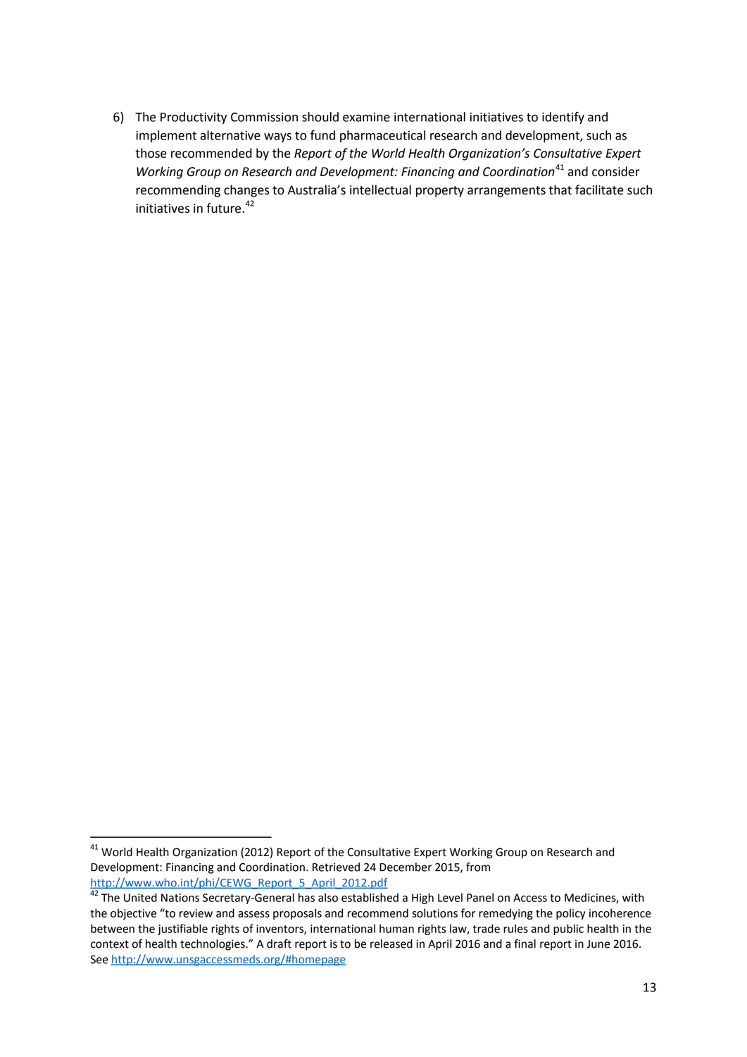6) The Productivity Commission should examine international initiatives to identify and implement alternative ways to fund pharmaceutical research and development, such as those recommended by the *Report of the World Health Organization's Consultative Expert Working Group on Research and Development: Financing and Coordination*[41] and consider recommending changes to Australia's intellectual property arrangements that facilitate such initiatives in future.[42]

---

[41] World Health Organization (2012) Report of the Consultative Expert Working Group on Research and Development: Financing and Coordination. Retrieved 24 December 2015, from http://www.who.int/phi/CEWG_Report_5_April_2012.pdf

[42] The United Nations Secretary-General has also established a High Level Panel on Access to Medicines, with the objective "to review and assess proposals and recommend solutions for remedying the policy incoherence between the justifiable rights of inventors, international human rights law, trade rules and public health in the context of health technologies." A draft report is to be released in April 2016 and a final report in June 2016. See http://www.unsgaccessmeds.org/#homepage